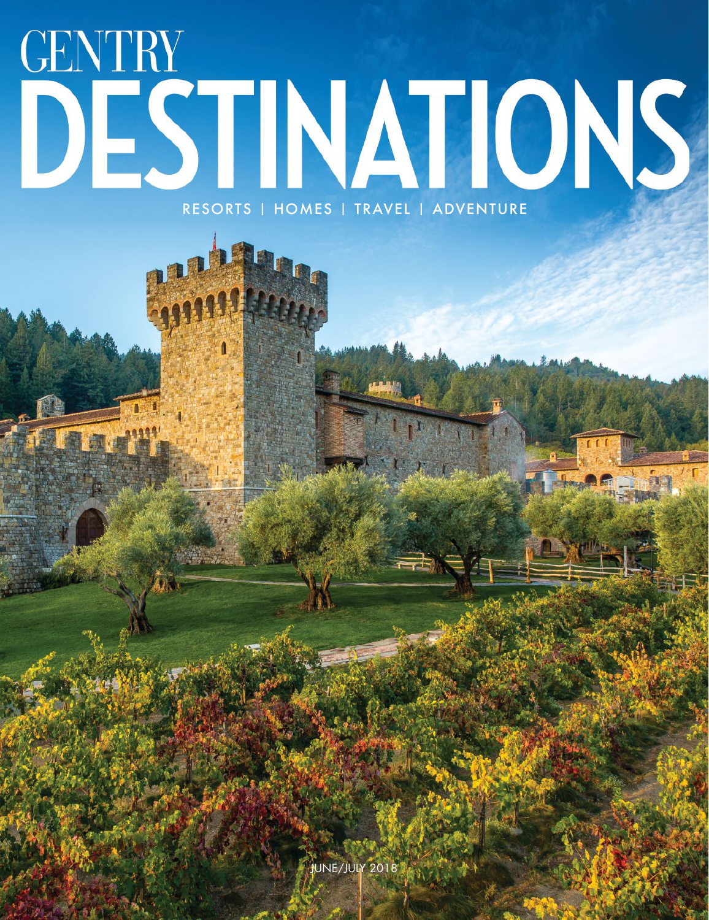# GENTRY DESTINATIONS

RESORTS | HOMES | TRAVEL | ADVENTURE

JUNE/JULY 2018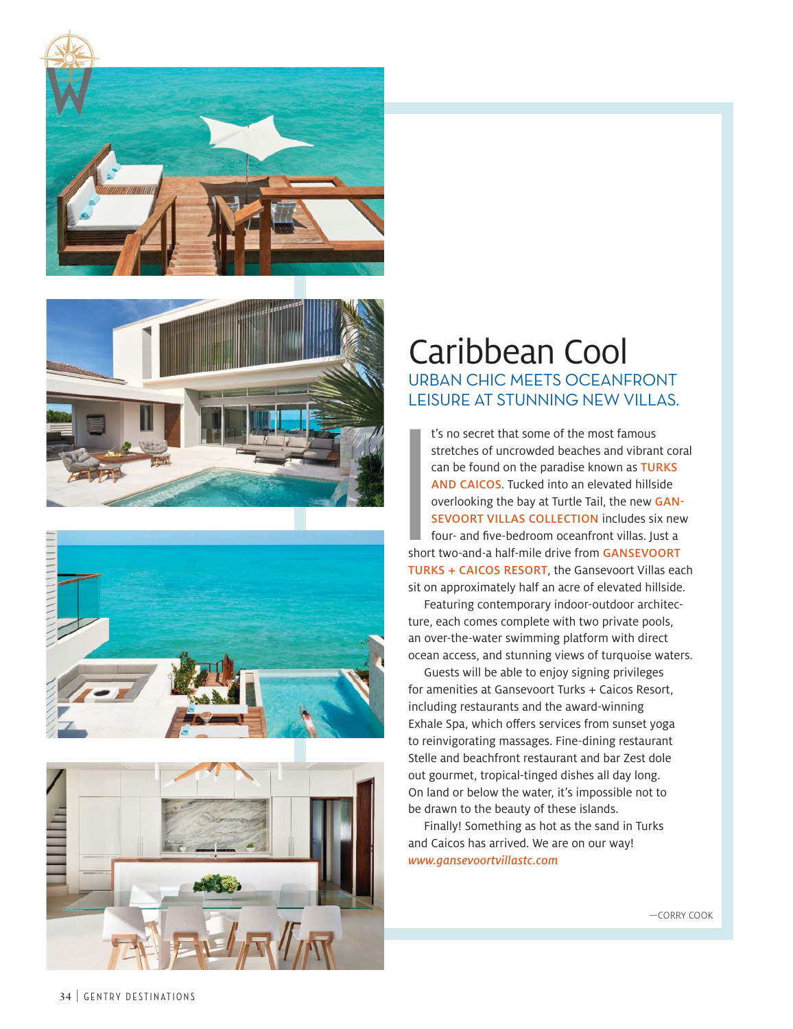# Caribbean Cool

## URBAN CHIC MEETS OCEANFRONT LEISURE AT STUNNING NEW VILLAS.

It's no secret that some of the most famous stretches of uncrowded beaches and vibrant coral can be found on the paradise known as TURKS AND CAICOS. Tucked into an elevated hillside overlooking the bay at Turtle Tail, the new GANSEVOORT VILLAS COLLECTION includes six new four- and five-bedroom oceanfront villas. Just a short two-and-a half-mile drive from GANSEVOORT TURKS + CAICOS RESORT, the Gansevoort Villas each sit on approximately half an acre of elevated hillside.

Featuring contemporary indoor-outdoor architecture, each comes complete with two private pools, an over-the-water swimming platform with direct ocean access, and stunning views of turquoise waters.

Guests will be able to enjoy signing privileges for amenities at Gansevoort Turks + Caicos Resort, including restaurants and the award-winning Exhale Spa, which offers services from sunset yoga to reinvigorating massages. Fine-dining restaurant Stelle and beachfront restaurant and bar Zest dole out gourmet, tropical-tinged dishes all day long. On land or below the water, it's impossible not to be drawn to the beauty of these islands.

Finally! Something as hot as the sand in Turks and Caicos has arrived. We are on our way! *www.gansevoortvillastc.com*

—CORRY COOK